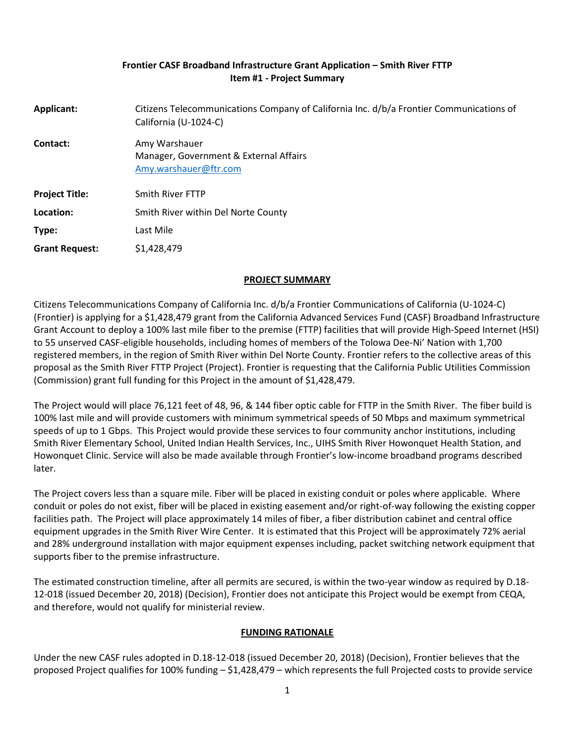**Frontier CASF Broadband Infrastructure Grant Application – Smith River FTTP**
**Item #1 - Project Summary**

| | |
|---|---|
| **Applicant:** | Citizens Telecommunications Company of California Inc. d/b/a Frontier Communications of California (U-1024-C) |
| **Contact:** | Amy Warshauer<br>Manager, Government & External Affairs<br>Amy.warshauer@ftr.com |
| **Project Title:** | Smith River FTTP |
| **Location:** | Smith River within Del Norte County |
| **Type:** | Last Mile |
| **Grant Request:** | $1,428,479 |

## PROJECT SUMMARY

Citizens Telecommunications Company of California Inc. d/b/a Frontier Communications of California (U-1024-C) (Frontier) is applying for a $1,428,479 grant from the California Advanced Services Fund (CASF) Broadband Infrastructure Grant Account to deploy a 100% last mile fiber to the premise (FTTP) facilities that will provide High-Speed Internet (HSI) to 55 unserved CASF-eligible households, including homes of members of the Tolowa Dee-Ni' Nation with 1,700 registered members, in the region of Smith River within Del Norte County. Frontier refers to the collective areas of this proposal as the Smith River FTTP Project (Project). Frontier is requesting that the California Public Utilities Commission (Commission) grant full funding for this Project in the amount of $1,428,479.

The Project would will place 76,121 feet of 48, 96, & 144 fiber optic cable for FTTP in the Smith River. The fiber build is 100% last mile and will provide customers with minimum symmetrical speeds of 50 Mbps and maximum symmetrical speeds of up to 1 Gbps. This Project would provide these services to four community anchor institutions, including Smith River Elementary School, United Indian Health Services, Inc., UIHS Smith River Howonquet Health Station, and Howonquet Clinic. Service will also be made available through Frontier's low-income broadband programs described later.

The Project covers less than a square mile. Fiber will be placed in existing conduit or poles where applicable. Where conduit or poles do not exist, fiber will be placed in existing easement and/or right-of-way following the existing copper facilities path. The Project will place approximately 14 miles of fiber, a fiber distribution cabinet and central office equipment upgrades in the Smith River Wire Center. It is estimated that this Project will be approximately 72% aerial and 28% underground installation with major equipment expenses including, packet switching network equipment that supports fiber to the premise infrastructure.

The estimated construction timeline, after all permits are secured, is within the two-year window as required by D.18-12-018 (issued December 20, 2018) (Decision), Frontier does not anticipate this Project would be exempt from CEQA, and therefore, would not qualify for ministerial review.

## FUNDING RATIONALE

Under the new CASF rules adopted in D.18-12-018 (issued December 20, 2018) (Decision), Frontier believes that the proposed Project qualifies for 100% funding – $1,428,479 – which represents the full Projected costs to provide service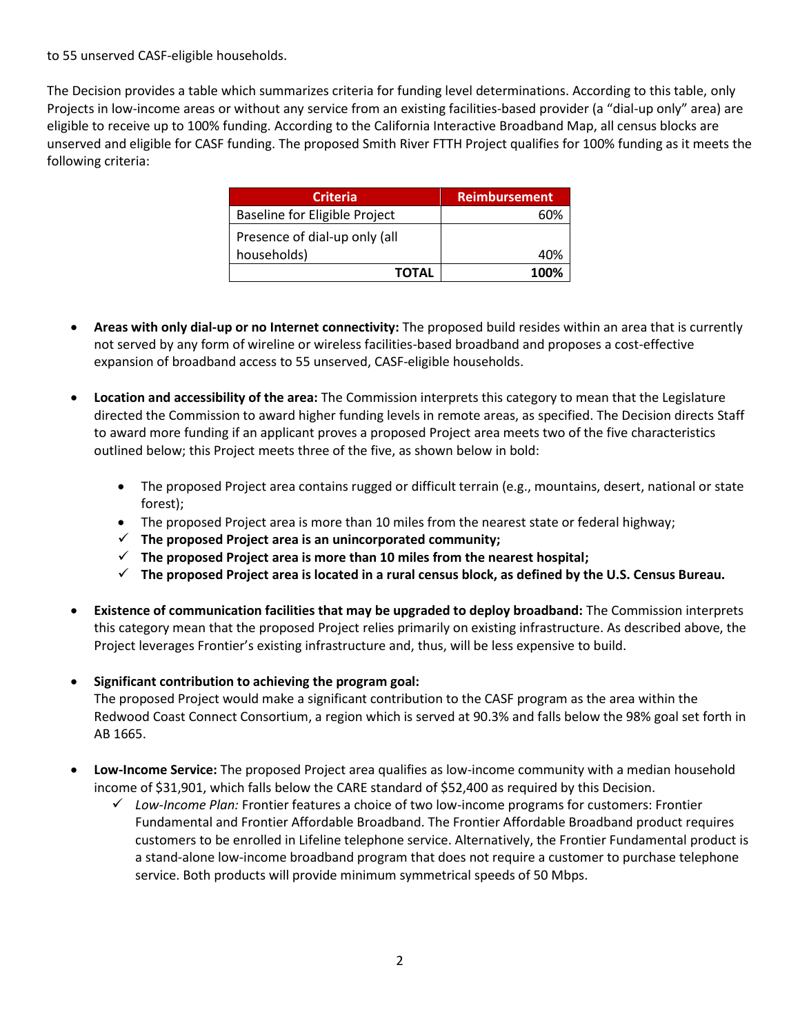to 55 unserved CASF-eligible households.

The Decision provides a table which summarizes criteria for funding level determinations. According to this table, only Projects in low-income areas or without any service from an existing facilities-based provider (a "dial-up only" area) are eligible to receive up to 100% funding. According to the California Interactive Broadband Map, all census blocks are unserved and eligible for CASF funding. The proposed Smith River FTTH Project qualifies for 100% funding as it meets the following criteria:

| Criteria | Reimbursement |
| --- | --- |
| Baseline for Eligible Project | 60% |
| Presence of dial-up only (all households) | 40% |
| **TOTAL** | **100%** |

- **Areas with only dial-up or no Internet connectivity:** The proposed build resides within an area that is currently not served by any form of wireline or wireless facilities-based broadband and proposes a cost-effective expansion of broadband access to 55 unserved, CASF-eligible households.

- **Location and accessibility of the area:** The Commission interprets this category to mean that the Legislature directed the Commission to award higher funding levels in remote areas, as specified. The Decision directs Staff to award more funding if an applicant proves a proposed Project area meets two of the five characteristics outlined below; this Project meets three of the five, as shown below in bold:
  - The proposed Project area contains rugged or difficult terrain (e.g., mountains, desert, national or state forest);
  - The proposed Project area is more than 10 miles from the nearest state or federal highway;
  - ✓ **The proposed Project area is an unincorporated community;**
  - ✓ **The proposed Project area is more than 10 miles from the nearest hospital;**
  - ✓ **The proposed Project area is located in a rural census block, as defined by the U.S. Census Bureau.**

- **Existence of communication facilities that may be upgraded to deploy broadband:** The Commission interprets this category mean that the proposed Project relies primarily on existing infrastructure. As described above, the Project leverages Frontier's existing infrastructure and, thus, will be less expensive to build.

- **Significant contribution to achieving the program goal:**
  The proposed Project would make a significant contribution to the CASF program as the area within the Redwood Coast Connect Consortium, a region which is served at 90.3% and falls below the 98% goal set forth in AB 1665.

- **Low-Income Service:** The proposed Project area qualifies as low-income community with a median household income of $31,901, which falls below the CARE standard of $52,400 as required by this Decision.
  - ✓ *Low-Income Plan:* Frontier features a choice of two low-income programs for customers: Frontier Fundamental and Frontier Affordable Broadband. The Frontier Affordable Broadband product requires customers to be enrolled in Lifeline telephone service. Alternatively, the Frontier Fundamental product is a stand-alone low-income broadband program that does not require a customer to purchase telephone service. Both products will provide minimum symmetrical speeds of 50 Mbps.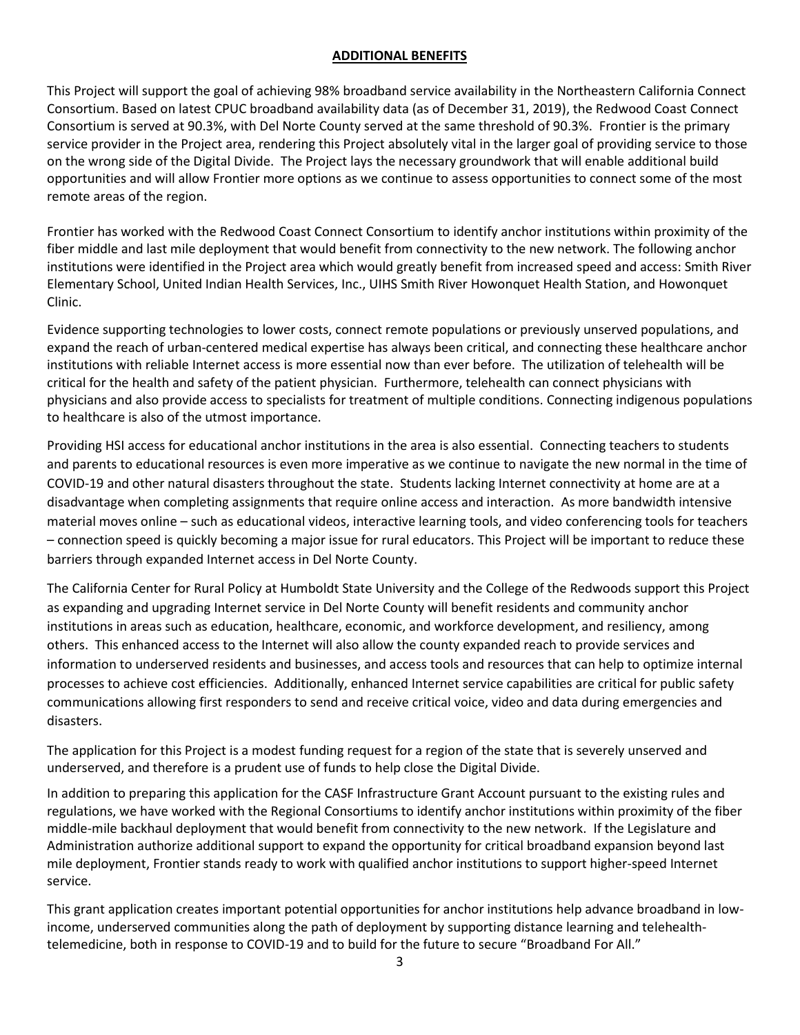## ADDITIONAL BENEFITS

This Project will support the goal of achieving 98% broadband service availability in the Northeastern California Connect Consortium. Based on latest CPUC broadband availability data (as of December 31, 2019), the Redwood Coast Connect Consortium is served at 90.3%, with Del Norte County served at the same threshold of 90.3%. Frontier is the primary service provider in the Project area, rendering this Project absolutely vital in the larger goal of providing service to those on the wrong side of the Digital Divide. The Project lays the necessary groundwork that will enable additional build opportunities and will allow Frontier more options as we continue to assess opportunities to connect some of the most remote areas of the region.

Frontier has worked with the Redwood Coast Connect Consortium to identify anchor institutions within proximity of the fiber middle and last mile deployment that would benefit from connectivity to the new network. The following anchor institutions were identified in the Project area which would greatly benefit from increased speed and access: Smith River Elementary School, United Indian Health Services, Inc., UIHS Smith River Howonquet Health Station, and Howonquet Clinic.

Evidence supporting technologies to lower costs, connect remote populations or previously unserved populations, and expand the reach of urban-centered medical expertise has always been critical, and connecting these healthcare anchor institutions with reliable Internet access is more essential now than ever before. The utilization of telehealth will be critical for the health and safety of the patient physician. Furthermore, telehealth can connect physicians with physicians and also provide access to specialists for treatment of multiple conditions. Connecting indigenous populations to healthcare is also of the utmost importance.

Providing HSI access for educational anchor institutions in the area is also essential. Connecting teachers to students and parents to educational resources is even more imperative as we continue to navigate the new normal in the time of COVID-19 and other natural disasters throughout the state. Students lacking Internet connectivity at home are at a disadvantage when completing assignments that require online access and interaction. As more bandwidth intensive material moves online – such as educational videos, interactive learning tools, and video conferencing tools for teachers – connection speed is quickly becoming a major issue for rural educators. This Project will be important to reduce these barriers through expanded Internet access in Del Norte County.

The California Center for Rural Policy at Humboldt State University and the College of the Redwoods support this Project as expanding and upgrading Internet service in Del Norte County will benefit residents and community anchor institutions in areas such as education, healthcare, economic, and workforce development, and resiliency, among others. This enhanced access to the Internet will also allow the county expanded reach to provide services and information to underserved residents and businesses, and access tools and resources that can help to optimize internal processes to achieve cost efficiencies. Additionally, enhanced Internet service capabilities are critical for public safety communications allowing first responders to send and receive critical voice, video and data during emergencies and disasters.

The application for this Project is a modest funding request for a region of the state that is severely unserved and underserved, and therefore is a prudent use of funds to help close the Digital Divide.

In addition to preparing this application for the CASF Infrastructure Grant Account pursuant to the existing rules and regulations, we have worked with the Regional Consortiums to identify anchor institutions within proximity of the fiber middle-mile backhaul deployment that would benefit from connectivity to the new network. If the Legislature and Administration authorize additional support to expand the opportunity for critical broadband expansion beyond last mile deployment, Frontier stands ready to work with qualified anchor institutions to support higher-speed Internet service.

This grant application creates important potential opportunities for anchor institutions help advance broadband in low-income, underserved communities along the path of deployment by supporting distance learning and telehealth-telemedicine, both in response to COVID-19 and to build for the future to secure "Broadband For All."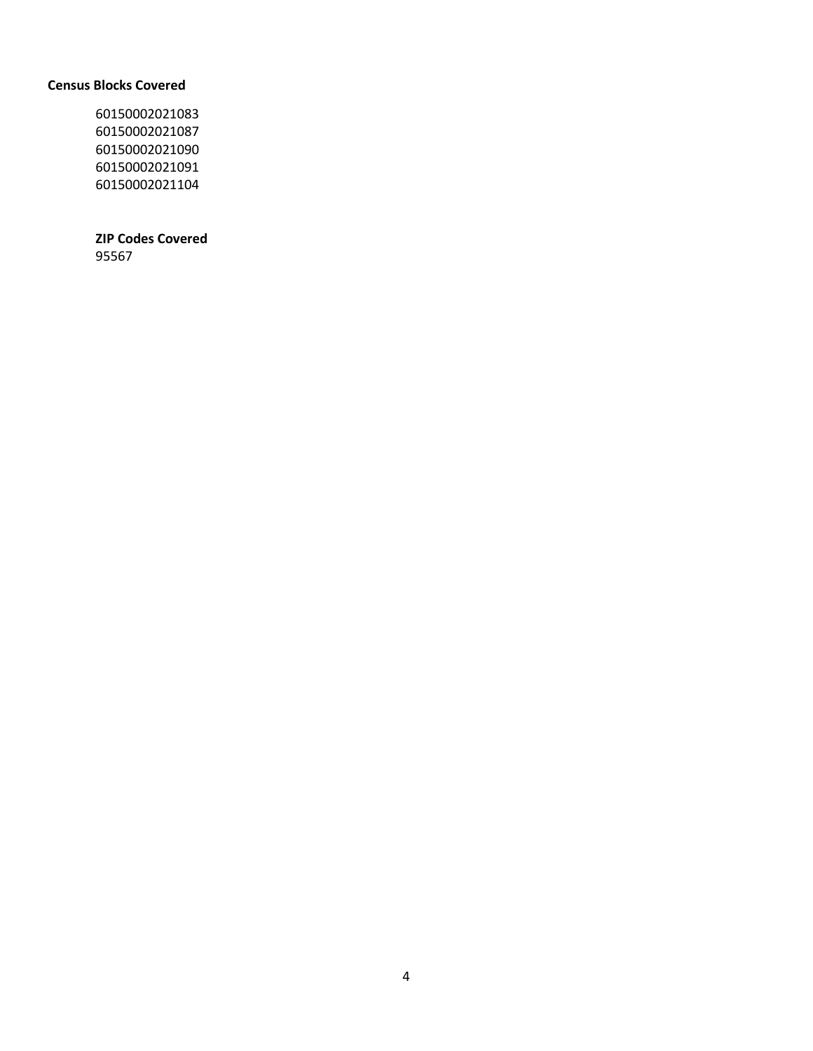**Census Blocks Covered**

60150002021083
60150002021087
60150002021090
60150002021091
60150002021104

**ZIP Codes Covered**

95567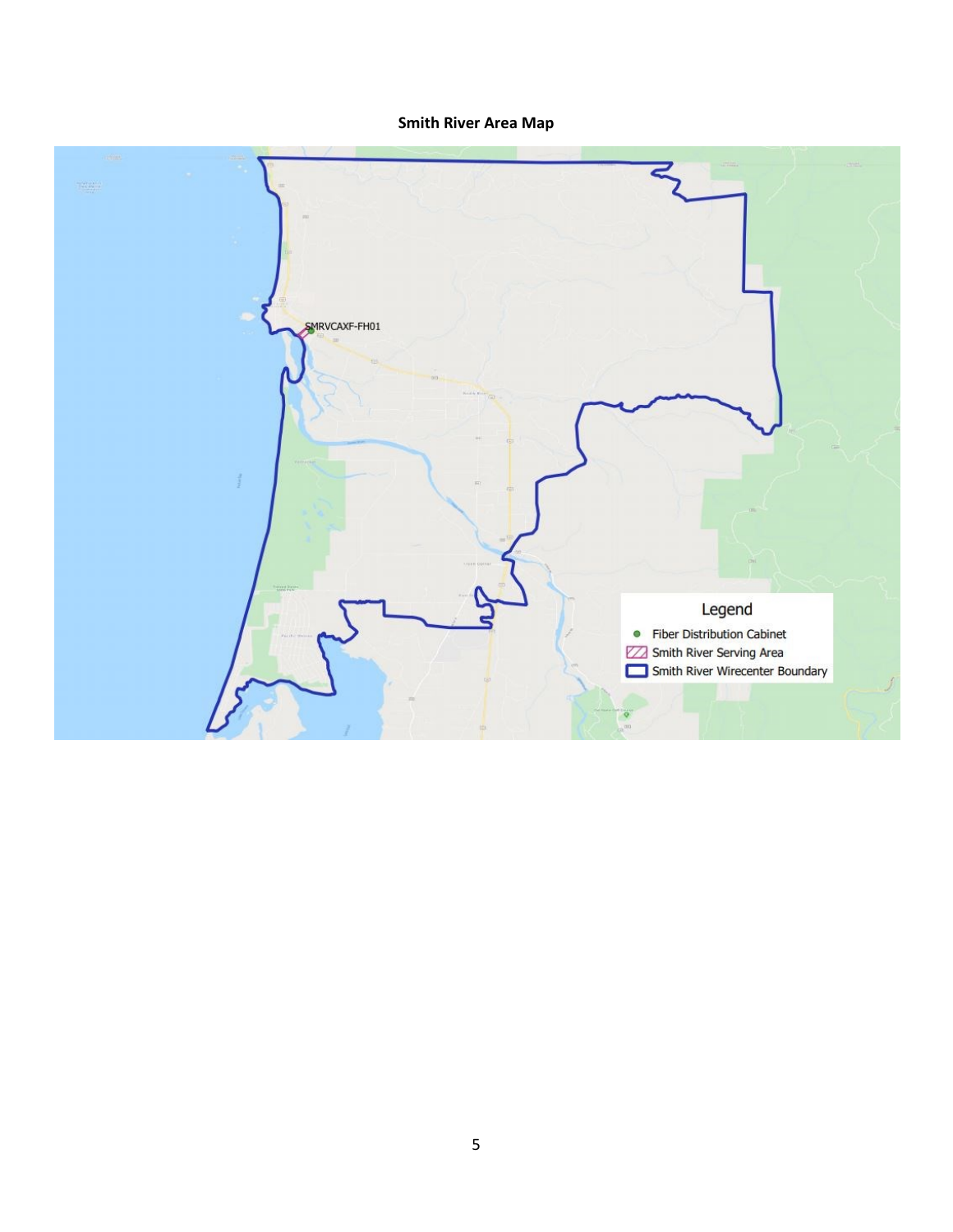**Smith River Area Map**

SMRVCAXF-FH01

Legend

Fiber Distribution Cabinet

Smith River Serving Area

Smith River Wirecenter Boundary